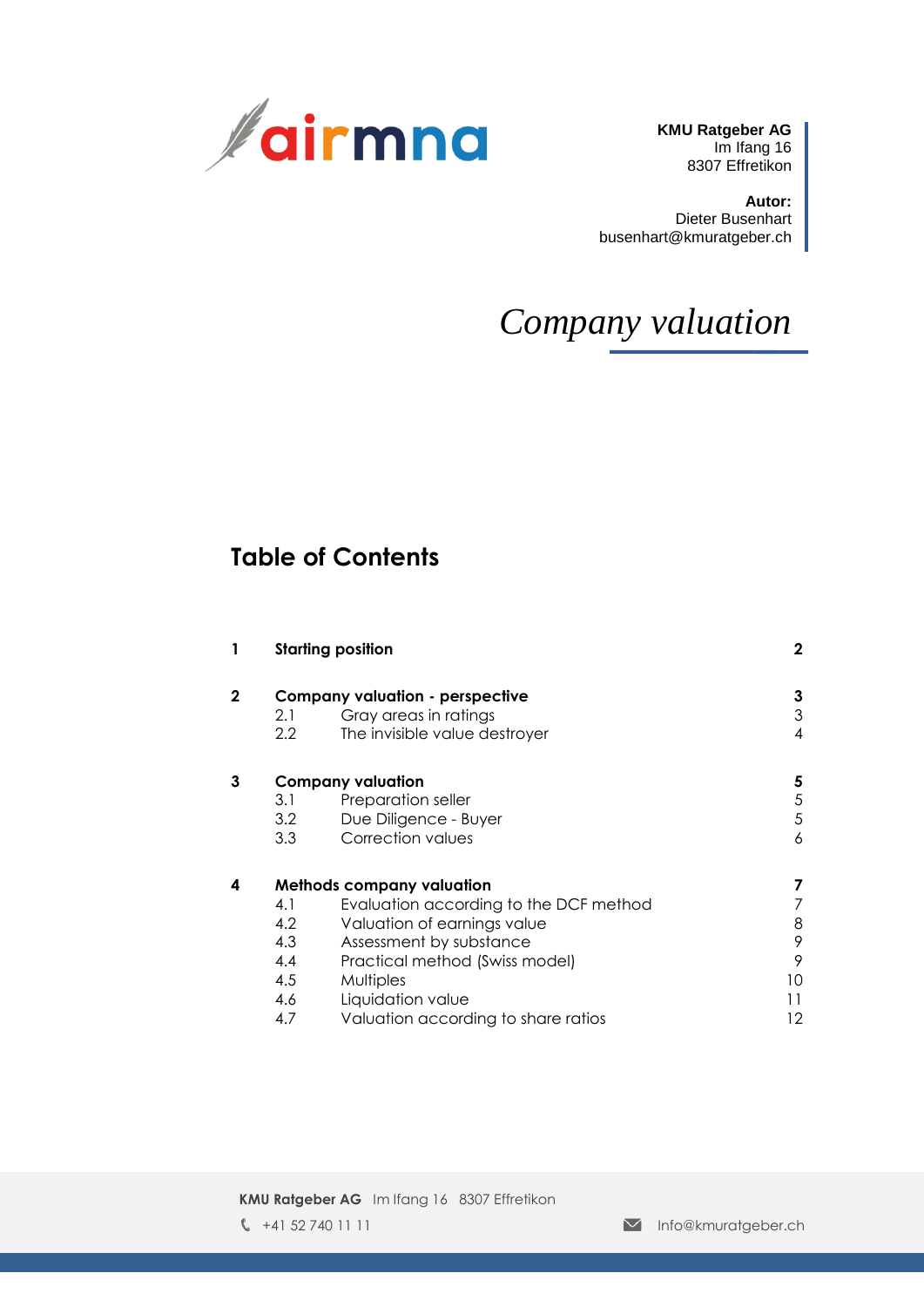airmna

**KMU Ratgeber AG**
Im Ifang 16
8307 Effretikon

**Autor:**
Dieter Busenhart
busenhart@kmuratgeber.ch

# *Company valuation*

## Table of Contents

| | | | |
|---|---|---|---|
| **1** | **Starting position** | | **2** |
| **2** | **Company valuation - perspective** | | **3** |
| | 2.1 | Gray areas in ratings | 3 |
| | 2.2 | The invisible value destroyer | 4 |
| **3** | **Company valuation** | | **5** |
| | 3.1 | Preparation seller | 5 |
| | 3.2 | Due Diligence - Buyer | 5 |
| | 3.3 | Correction values | 6 |
| **4** | **Methods company valuation** | | **7** |
| | 4.1 | Evaluation according to the DCF method | 7 |
| | 4.2 | Valuation of earnings value | 8 |
| | 4.3 | Assessment by substance | 9 |
| | 4.4 | Practical method (Swiss model) | 9 |
| | 4.5 | Multiples | 10 |
| | 4.6 | Liquidation value | 11 |
| | 4.7 | Valuation according to share ratios | 12 |

**KMU Ratgeber AG** Im Ifang 16 8307 Effretikon
+41 52 740 11 11
Info@kmuratgeber.ch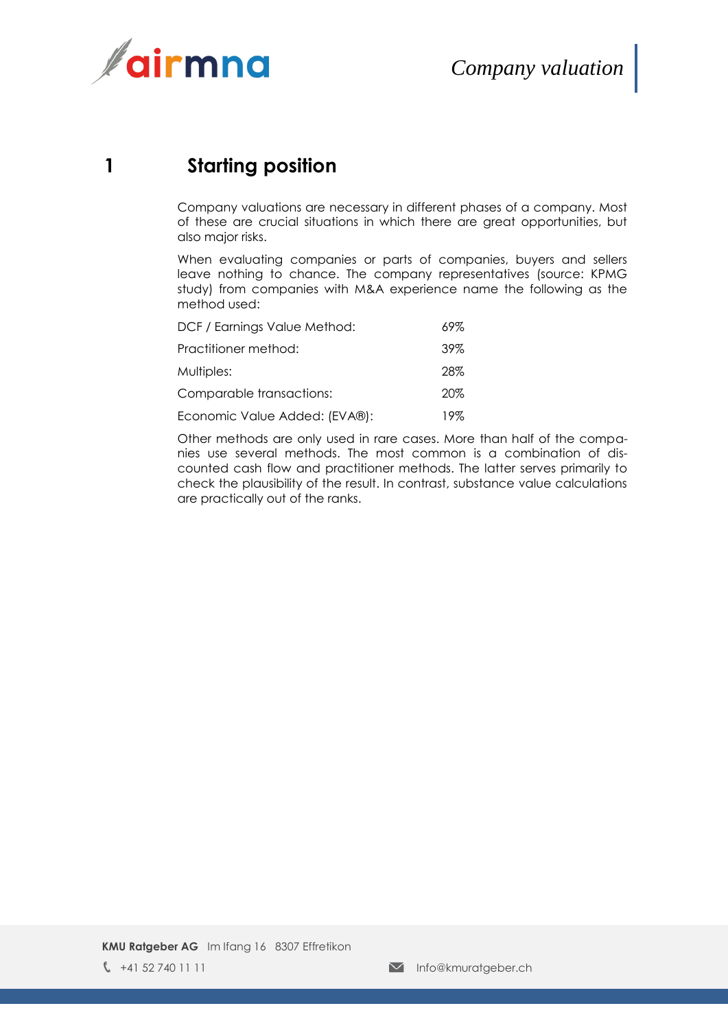# 1 Starting position

Company valuations are necessary in different phases of a company. Most of these are crucial situations in which there are great opportunities, but also major risks.

When evaluating companies or parts of companies, buyers and sellers leave nothing to chance. The company representatives (source: KPMG study) from companies with M&A experience name the following as the method used:

| | |
|---|---|
| DCF / Earnings Value Method: | 69% |
| Practitioner method: | 39% |
| Multiples: | 28% |
| Comparable transactions: | 20% |
| Economic Value Added: (EVA®): | 19% |

Other methods are only used in rare cases. More than half of the companies use several methods. The most common is a combination of discounted cash flow and practitioner methods. The latter serves primarily to check the plausibility of the result. In contrast, substance value calculations are practically out of the ranks.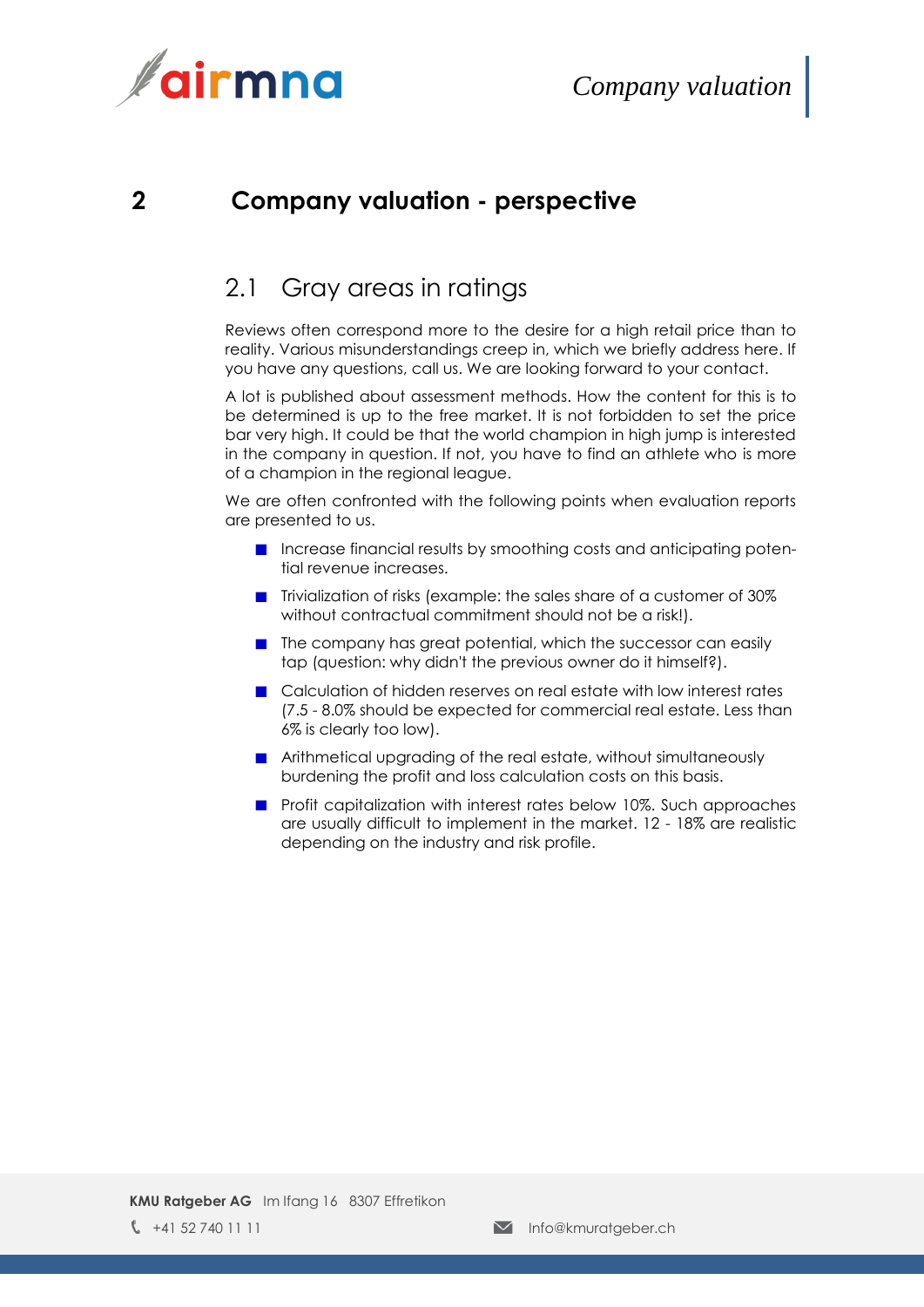# 2 Company valuation - perspective

## 2.1 Gray areas in ratings

Reviews often correspond more to the desire for a high retail price than to reality. Various misunderstandings creep in, which we briefly address here. If you have any questions, call us. We are looking forward to your contact.

A lot is published about assessment methods. How the content for this is to be determined is up to the free market. It is not forbidden to set the price bar very high. It could be that the world champion in high jump is interested in the company in question. If not, you have to find an athlete who is more of a champion in the regional league.

We are often confronted with the following points when evaluation reports are presented to us.

- Increase financial results by smoothing costs and anticipating potential revenue increases.
- Trivialization of risks (example: the sales share of a customer of 30% without contractual commitment should not be a risk!).
- The company has great potential, which the successor can easily tap (question: why didn't the previous owner do it himself?).
- Calculation of hidden reserves on real estate with low interest rates (7.5 - 8.0% should be expected for commercial real estate. Less than 6% is clearly too low).
- Arithmetical upgrading of the real estate, without simultaneously burdening the profit and loss calculation costs on this basis.
- Profit capitalization with interest rates below 10%. Such approaches are usually difficult to implement in the market. 12 - 18% are realistic depending on the industry and risk profile.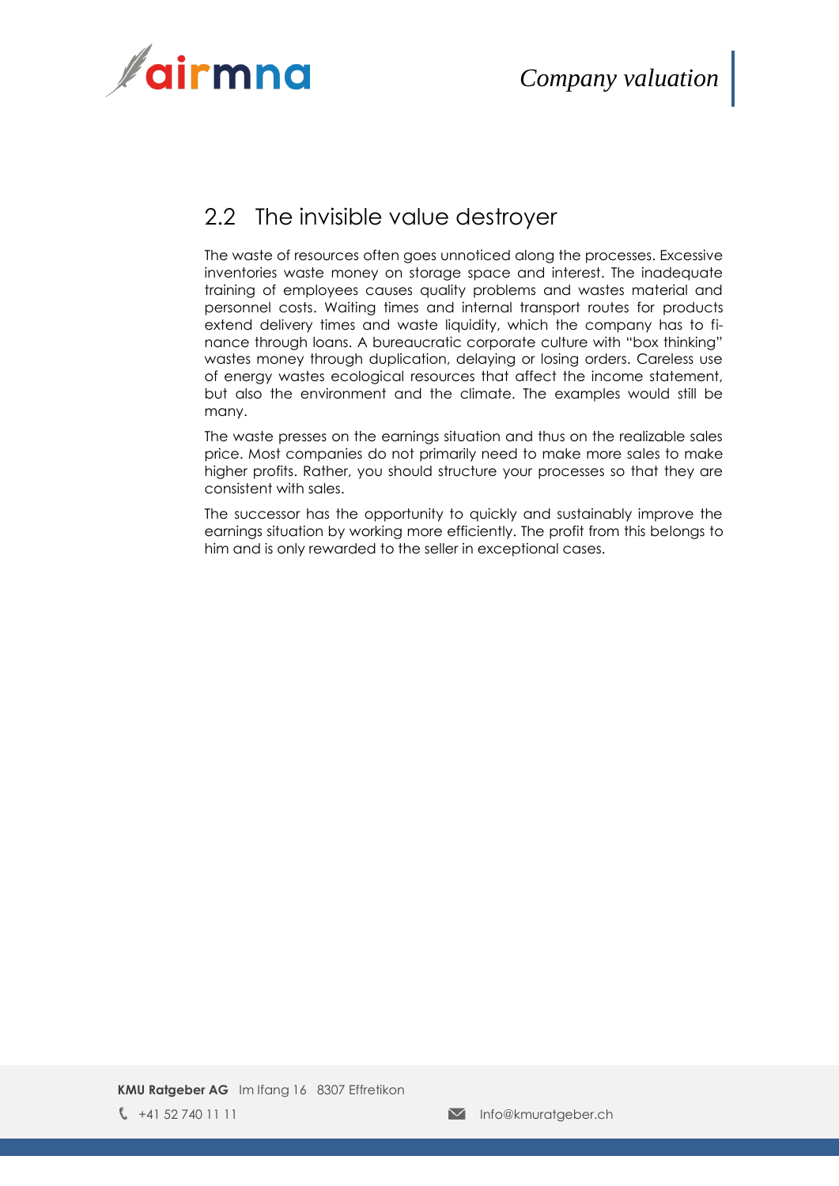## 2.2 The invisible value destroyer

The waste of resources often goes unnoticed along the processes. Excessive inventories waste money on storage space and interest. The inadequate training of employees causes quality problems and wastes material and personnel costs. Waiting times and internal transport routes for products extend delivery times and waste liquidity, which the company has to finance through loans. A bureaucratic corporate culture with "box thinking" wastes money through duplication, delaying or losing orders. Careless use of energy wastes ecological resources that affect the income statement, but also the environment and the climate. The examples would still be many.

The waste presses on the earnings situation and thus on the realizable sales price. Most companies do not primarily need to make more sales to make higher profits. Rather, you should structure your processes so that they are consistent with sales.

The successor has the opportunity to quickly and sustainably improve the earnings situation by working more efficiently. The profit from this belongs to him and is only rewarded to the seller in exceptional cases.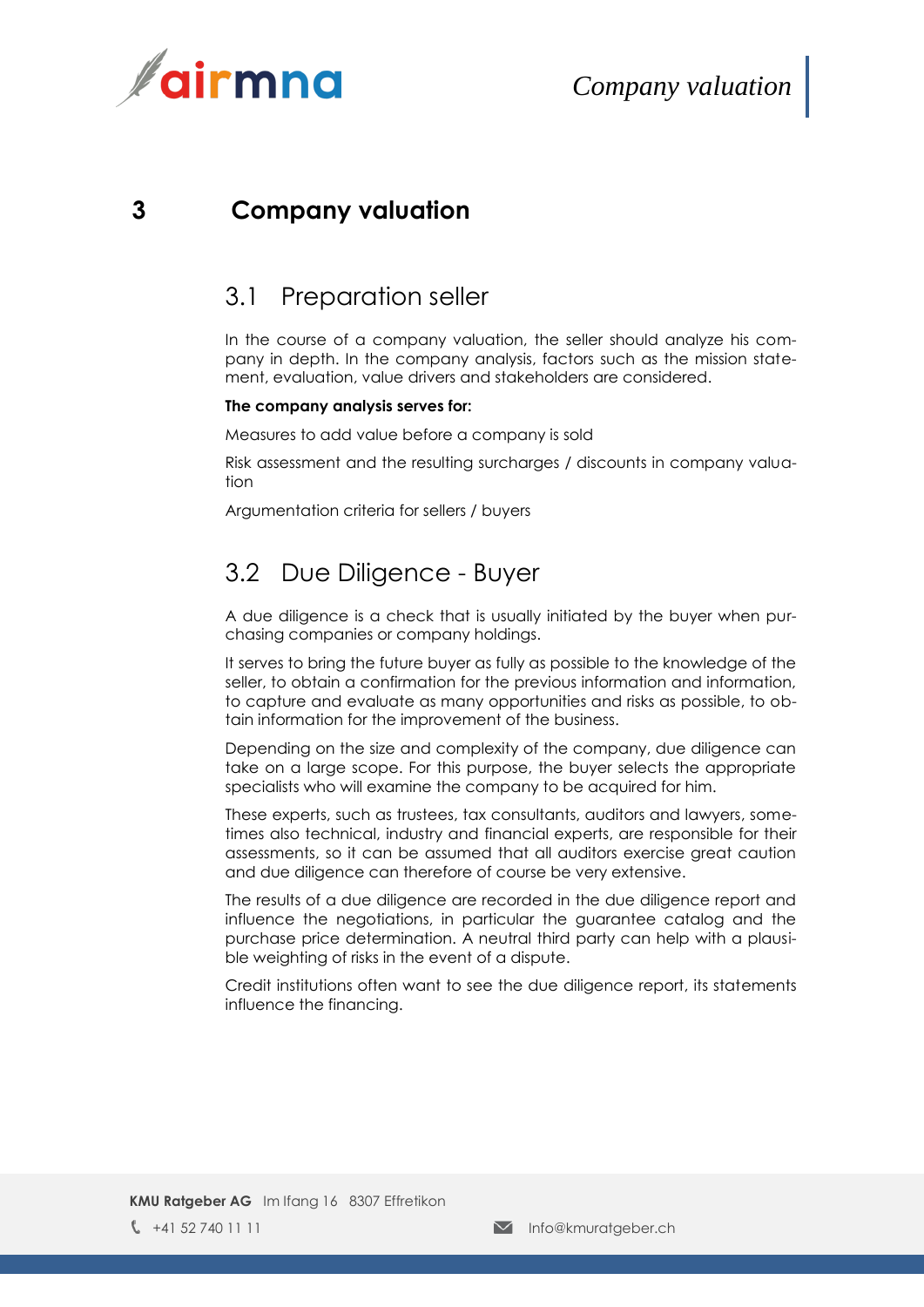# 3 Company valuation

## 3.1 Preparation seller

In the course of a company valuation, the seller should analyze his company in depth. In the company analysis, factors such as the mission statement, evaluation, value drivers and stakeholders are considered.

**The company analysis serves for:**

Measures to add value before a company is sold

Risk assessment and the resulting surcharges / discounts in company valuation

Argumentation criteria for sellers / buyers

## 3.2 Due Diligence - Buyer

A due diligence is a check that is usually initiated by the buyer when purchasing companies or company holdings.

It serves to bring the future buyer as fully as possible to the knowledge of the seller, to obtain a confirmation for the previous information and information, to capture and evaluate as many opportunities and risks as possible, to obtain information for the improvement of the business.

Depending on the size and complexity of the company, due diligence can take on a large scope. For this purpose, the buyer selects the appropriate specialists who will examine the company to be acquired for him.

These experts, such as trustees, tax consultants, auditors and lawyers, sometimes also technical, industry and financial experts, are responsible for their assessments, so it can be assumed that all auditors exercise great caution and due diligence can therefore of course be very extensive.

The results of a due diligence are recorded in the due diligence report and influence the negotiations, in particular the guarantee catalog and the purchase price determination. A neutral third party can help with a plausible weighting of risks in the event of a dispute.

Credit institutions often want to see the due diligence report, its statements influence the financing.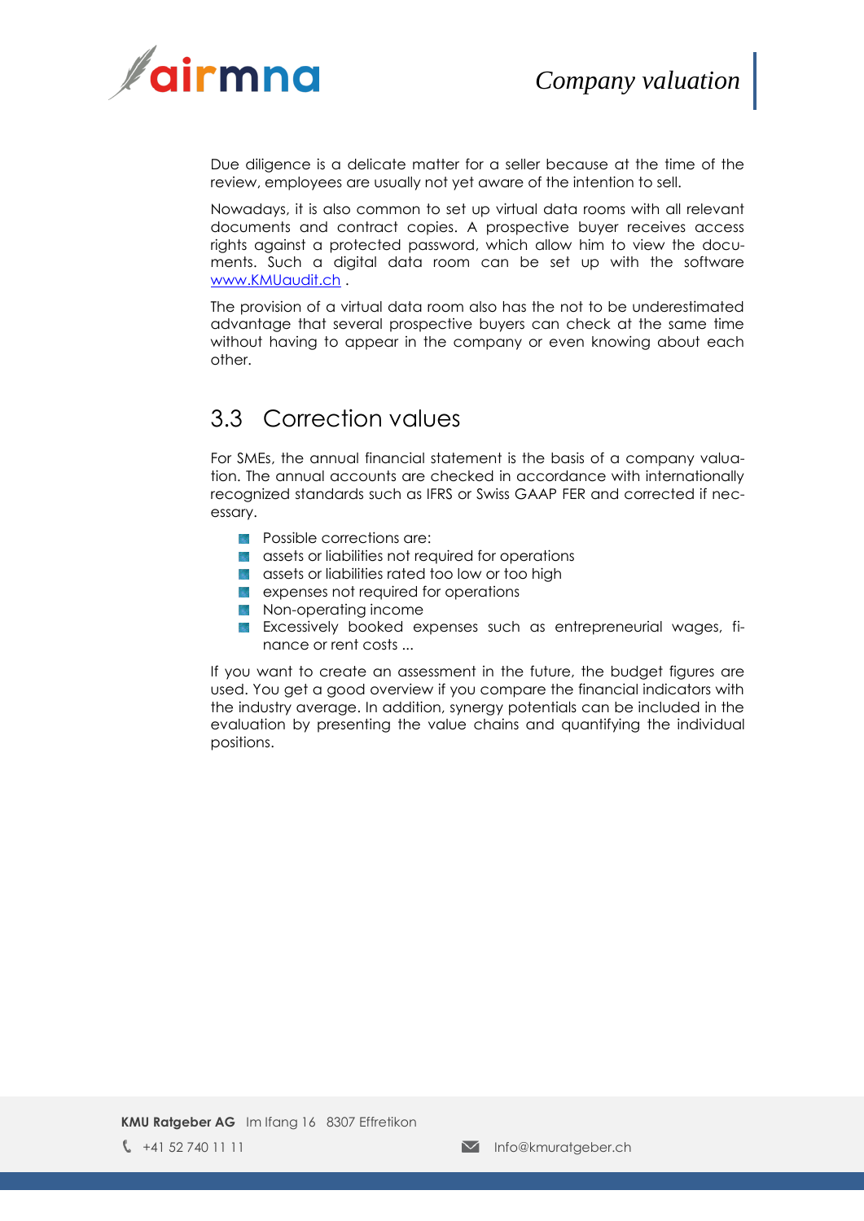Due diligence is a delicate matter for a seller because at the time of the review, employees are usually not yet aware of the intention to sell.

Nowadays, it is also common to set up virtual data rooms with all relevant documents and contract copies. A prospective buyer receives access rights against a protected password, which allow him to view the documents. Such a digital data room can be set up with the software [www.KMUaudit.ch](http://www.KMUaudit.ch) .

The provision of a virtual data room also has the not to be underestimated advantage that several prospective buyers can check at the same time without having to appear in the company or even knowing about each other.

## 3.3 Correction values

For SMEs, the annual financial statement is the basis of a company valuation. The annual accounts are checked in accordance with internationally recognized standards such as IFRS or Swiss GAAP FER and corrected if necessary.

- Possible corrections are:
- assets or liabilities not required for operations
- assets or liabilities rated too low or too high
- expenses not required for operations
- Non-operating income
- Excessively booked expenses such as entrepreneurial wages, finance or rent costs ...

If you want to create an assessment in the future, the budget figures are used. You get a good overview if you compare the financial indicators with the industry average. In addition, synergy potentials can be included in the evaluation by presenting the value chains and quantifying the individual positions.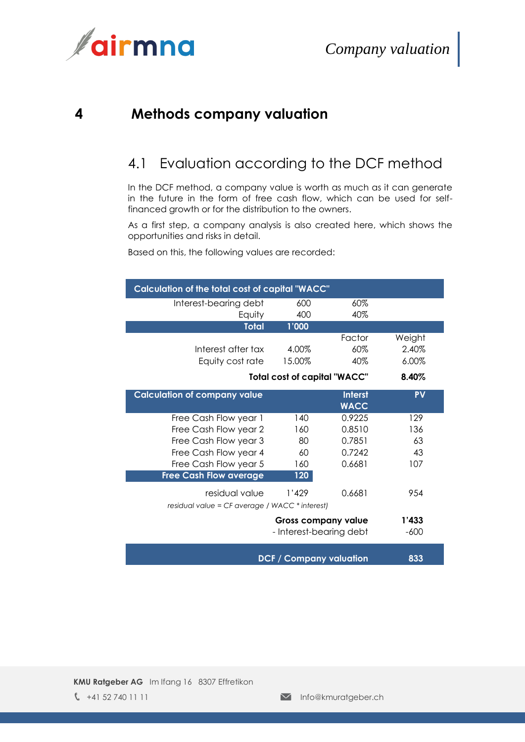# 4 Methods company valuation

## 4.1 Evaluation according to the DCF method

In the DCF method, a company value is worth as much as it can generate in the future in the form of free cash flow, which can be used for self-financed growth or for the distribution to the owners.

As a first step, a company analysis is also created here, which shows the opportunities and risks in detail.

Based on this, the following values are recorded:

| Calculation of the total cost of capital "WACC" | | | |
|---|---|---|---|
| Interest-bearing debt | 600 | 60% | |
| Equity | 400 | 40% | |
| **Total** | **1'000** | | |
| | | Factor | Weight |
| Interest after tax | 4.00% | 60% | 2.40% |
| Equity cost rate | 15.00% | 40% | 6.00% |
| | | **Total cost of capital "WACC"** | **8.40%** |

| Calculation of company value | | Interst WACC | PV |
|---|---|---|---|
| Free Cash Flow year 1 | 140 | 0.9225 | 129 |
| Free Cash Flow year 2 | 160 | 0.8510 | 136 |
| Free Cash Flow year 3 | 80 | 0.7851 | 63 |
| Free Cash Flow year 4 | 60 | 0.7242 | 43 |
| Free Cash Flow year 5 | 160 | 0.6681 | 107 |
| **Free Cash Flow average** | **120** | | |
| residual value | 1'429 | 0.6681 | 954 |
| *residual value = CF average / WACC \* interest)* | | | |
| | | **Gross company value** | **1'433** |
| | | - Interest-bearing debt | -600 |
| | | **DCF / Company valuation** | **833** |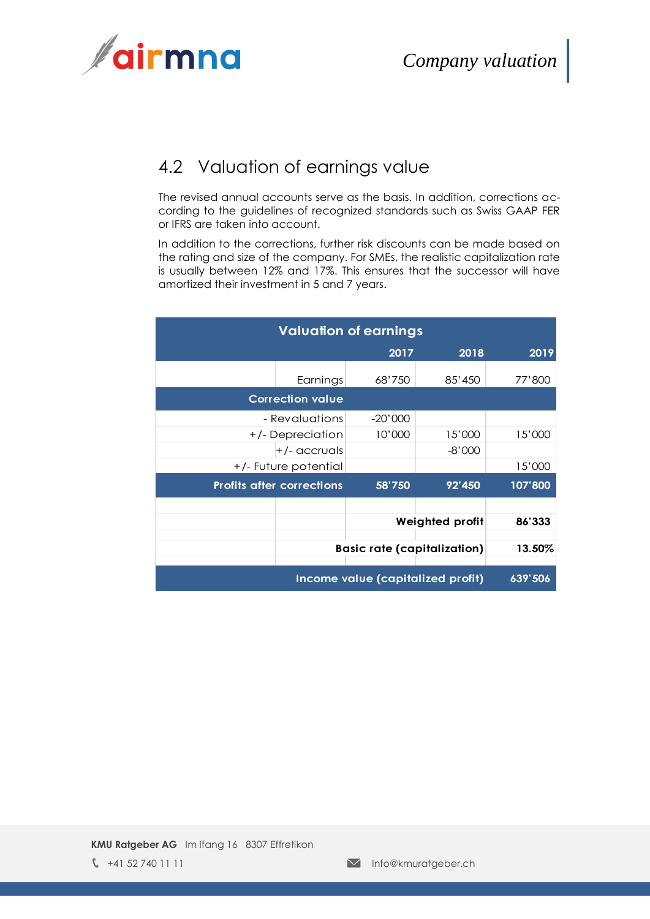## 4.2 Valuation of earnings value

The revised annual accounts serve as the basis. In addition, corrections according to the guidelines of recognized standards such as Swiss GAAP FER or IFRS are taken into account.

In addition to the corrections, further risk discounts can be made based on the rating and size of the company. For SMEs, the realistic capitalization rate is usually between 12% and 17%. This ensures that the successor will have amortized their investment in 5 and 7 years.

| Valuation of earnings | 2017 | 2018 | 2019 |
|---|---|---|---|
| Earnings | 68'750 | 85'450 | 77'800 |
| **Correction value** | | | |
| - Revaluations | -20'000 | | |
| +/- Depreciation | 10'000 | 15'000 | 15'000 |
| +/- accruals | | -8'000 | |
| +/- Future potential | | | 15'000 |
| **Profits after corrections** | **58'750** | **92'450** | **107'800** |
| | | **Weighted profit** | **86'333** |
| | | **Basic rate (capitalization)** | **13.50%** |
| | | **Income value (capitalized profit)** | **639'506** |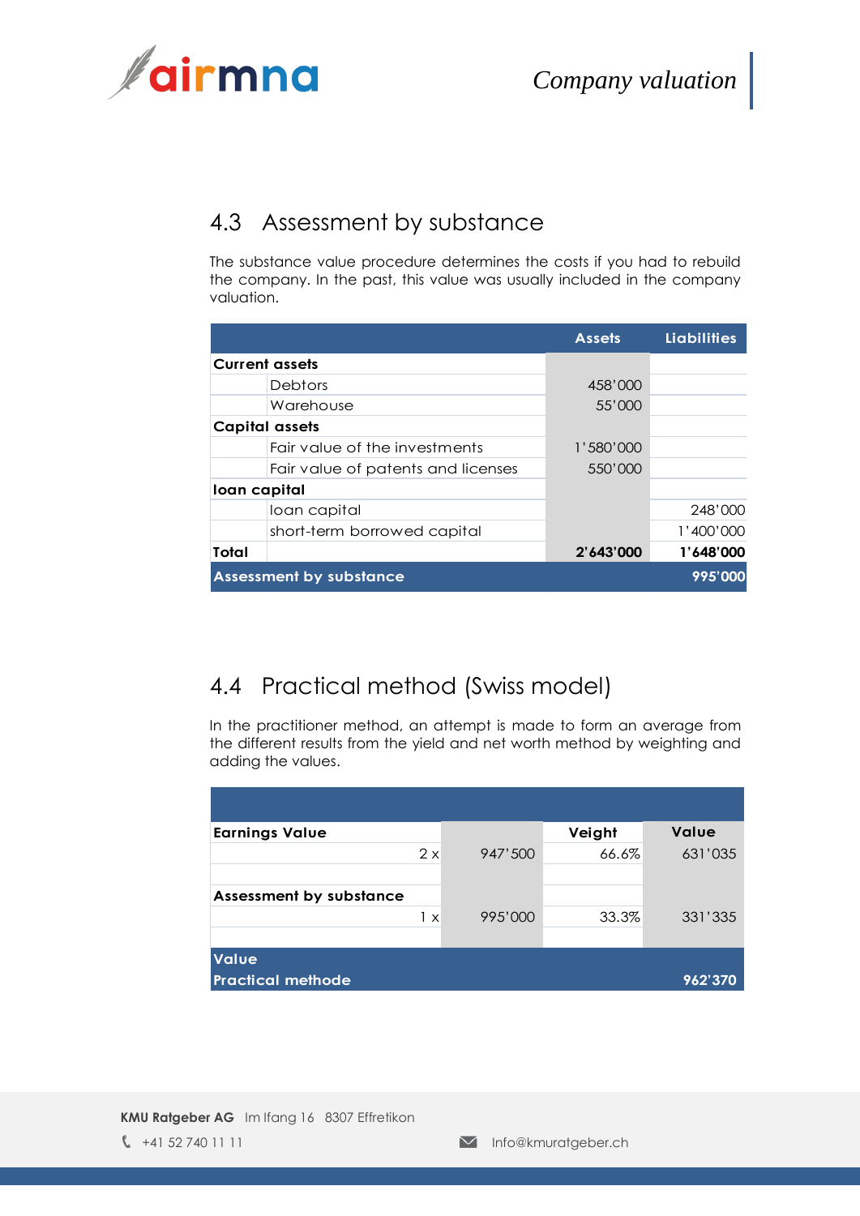## 4.3 Assessment by substance

The substance value procedure determines the costs if you had to rebuild the company. In the past, this value was usually included in the company valuation.

| | | Assets | Liabilities |
|---|---|---|---|
| **Current assets** | | | |
| | Debtors | 458'000 | |
| | Warehouse | 55'000 | |
| **Capital assets** | | | |
| | Fair value of the investments | 1'580'000 | |
| | Fair value of patents and licenses | 550'000 | |
| **loan capital** | | | |
| | loan capital | | 248'000 |
| | short-term borrowed capital | | 1'400'000 |
| **Total** | | **2'643'000** | **1'648'000** |
| **Assessment by substance** | | | **995'000** |

## 4.4 Practical method (Swiss model)

In the practitioner method, an attempt is made to form an average from the different results from the yield and net worth method by weighting and adding the values.

| | | Veight | Value |
|---|---|---|---|
| **Earnings Value** | | | |
| 2 x | 947'500 | 66.6% | 631'035 |
| **Assessment by substance** | | | |
| 1 x | 995'000 | 33.3% | 331'335 |
| **Value Practical methode** | | | **962'370** |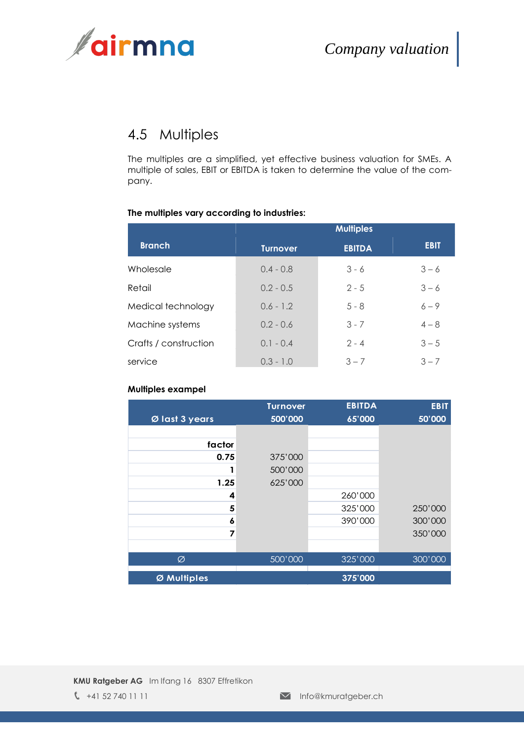## 4.5 Multiples

The multiples are a simplified, yet effective business valuation for SMEs. A multiple of sales, EBIT or EBITDA is taken to determine the value of the company.

**The multiples vary according to industries:**

| Branch | Multiples | | |
|---|---|---|---|
| | Turnover | EBITDA | EBIT |
| Wholesale | 0.4 - 0.8 | 3 - 6 | 3 – 6 |
| Retail | 0.2 - 0.5 | 2 - 5 | 3 – 6 |
| Medical technology | 0.6 - 1.2 | 5 - 8 | 6 – 9 |
| Machine systems | 0.2 - 0.6 | 3 - 7 | 4 – 8 |
| Crafts / construction | 0.1 - 0.4 | 2 - 4 | 3 – 5 |
| service | 0.3 - 1.0 | 3 – 7 | 3 – 7 |

**Multiples exampel**

| Ø last 3 years | Turnover 500'000 | EBITDA 65'000 | EBIT 50'000 |
|---|---|---|---|
| **factor** | | | |
| **0.75** | 375'000 | | |
| **1** | 500'000 | | |
| **1.25** | 625'000 | | |
| **4** | | 260'000 | |
| **5** | | 325'000 | 250'000 |
| **6** | | 390'000 | 300'000 |
| **7** | | | 350'000 |
| Ø | 500'000 | 325'000 | 300'000 |
| **Ø Multiples** | | **375'000** | |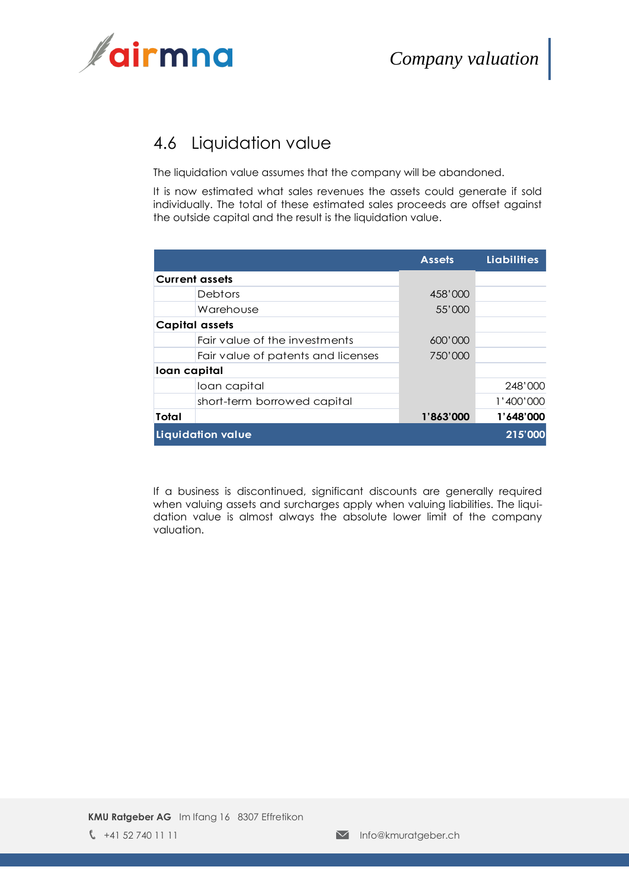## 4.6 Liquidation value

The liquidation value assumes that the company will be abandoned.

It is now estimated what sales revenues the assets could generate if sold individually. The total of these estimated sales proceeds are offset against the outside capital and the result is the liquidation value.

| | | Assets | Liabilities |
|---|---|---|---|
| **Current assets** | | | |
| | Debtors | 458'000 | |
| | Warehouse | 55'000 | |
| **Capital assets** | | | |
| | Fair value of the investments | 600'000 | |
| | Fair value of patents and licenses | 750'000 | |
| **loan capital** | | | |
| | loan capital | | 248'000 |
| | short-term borrowed capital | | 1'400'000 |
| **Total** | | **1'863'000** | **1'648'000** |
| **Liquidation value** | | | **215'000** |

If a business is discontinued, significant discounts are generally required when valuing assets and surcharges apply when valuing liabilities. The liquidation value is almost always the absolute lower limit of the company valuation.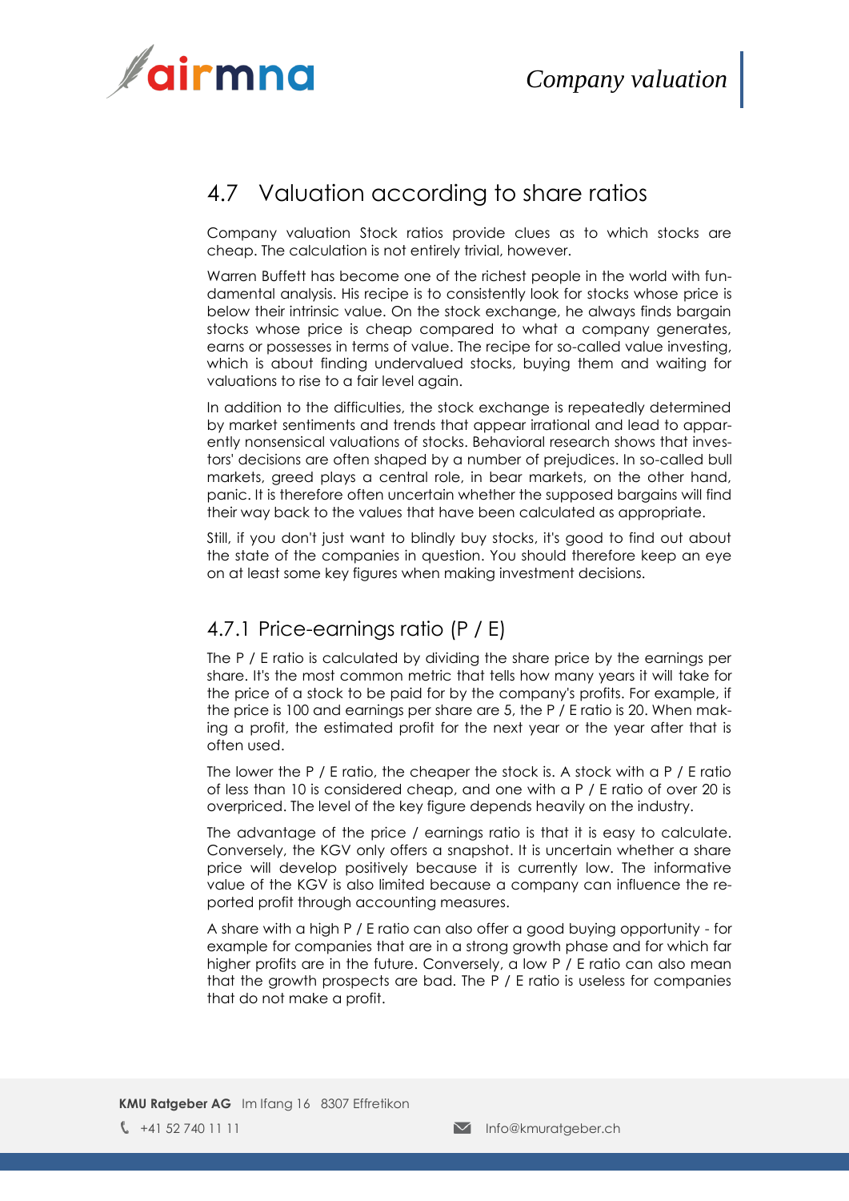## 4.7 Valuation according to share ratios

Company valuation Stock ratios provide clues as to which stocks are cheap. The calculation is not entirely trivial, however.

Warren Buffett has become one of the richest people in the world with fundamental analysis. His recipe is to consistently look for stocks whose price is below their intrinsic value. On the stock exchange, he always finds bargain stocks whose price is cheap compared to what a company generates, earns or possesses in terms of value. The recipe for so-called value investing, which is about finding undervalued stocks, buying them and waiting for valuations to rise to a fair level again.

In addition to the difficulties, the stock exchange is repeatedly determined by market sentiments and trends that appear irrational and lead to apparently nonsensical valuations of stocks. Behavioral research shows that investors' decisions are often shaped by a number of prejudices. In so-called bull markets, greed plays a central role, in bear markets, on the other hand, panic. It is therefore often uncertain whether the supposed bargains will find their way back to the values that have been calculated as appropriate.

Still, if you don't just want to blindly buy stocks, it's good to find out about the state of the companies in question. You should therefore keep an eye on at least some key figures when making investment decisions.

### 4.7.1 Price-earnings ratio (P / E)

The P / E ratio is calculated by dividing the share price by the earnings per share. It's the most common metric that tells how many years it will take for the price of a stock to be paid for by the company's profits. For example, if the price is 100 and earnings per share are 5, the P / E ratio is 20. When making a profit, the estimated profit for the next year or the year after that is often used.

The lower the P / E ratio, the cheaper the stock is. A stock with a P / E ratio of less than 10 is considered cheap, and one with a P / E ratio of over 20 is overpriced. The level of the key figure depends heavily on the industry.

The advantage of the price / earnings ratio is that it is easy to calculate. Conversely, the KGV only offers a snapshot. It is uncertain whether a share price will develop positively because it is currently low. The informative value of the KGV is also limited because a company can influence the reported profit through accounting measures.

A share with a high P / E ratio can also offer a good buying opportunity - for example for companies that are in a strong growth phase and for which far higher profits are in the future. Conversely, a low P / E ratio can also mean that the growth prospects are bad. The P / E ratio is useless for companies that do not make a profit.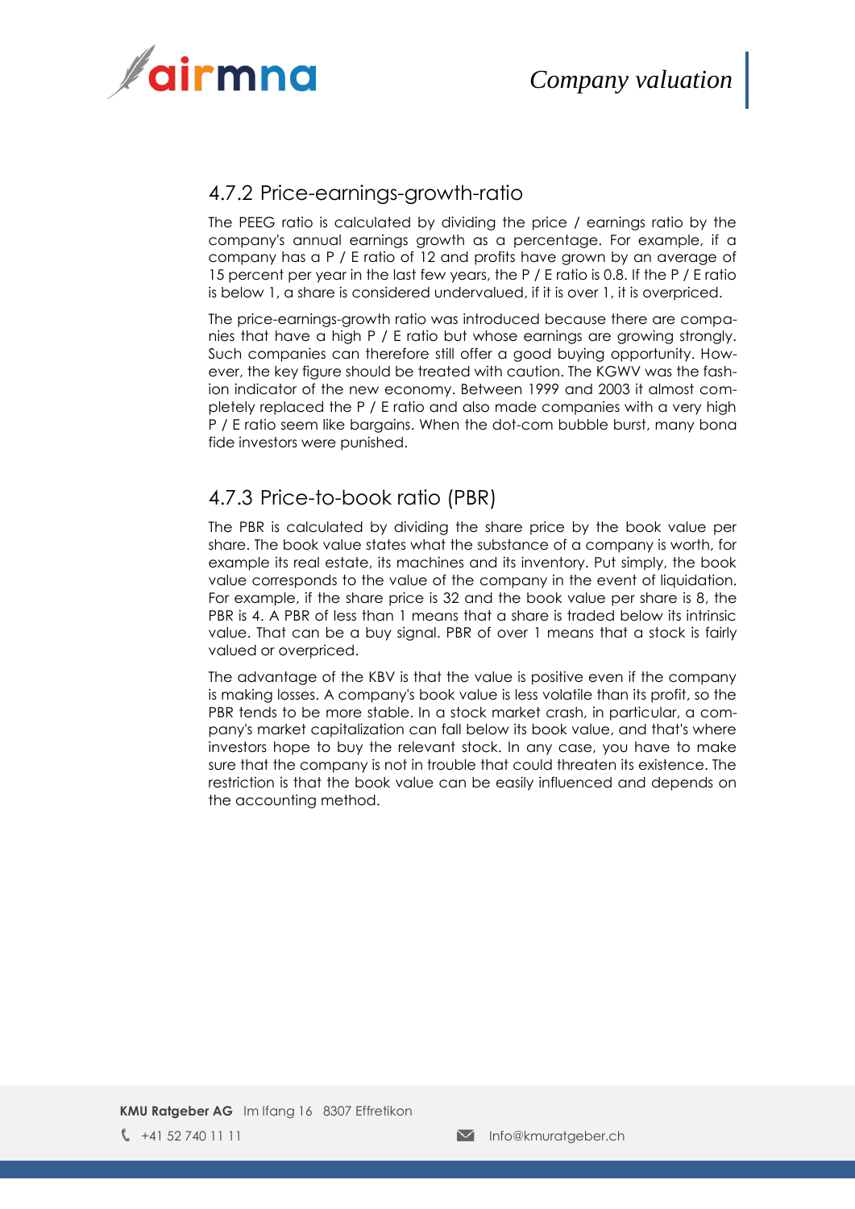### 4.7.2 Price-earnings-growth-ratio

The PEEG ratio is calculated by dividing the price / earnings ratio by the company's annual earnings growth as a percentage. For example, if a company has a P / E ratio of 12 and profits have grown by an average of 15 percent per year in the last few years, the P / E ratio is 0.8. If the P / E ratio is below 1, a share is considered undervalued, if it is over 1, it is overpriced.

The price-earnings-growth ratio was introduced because there are companies that have a high P / E ratio but whose earnings are growing strongly. Such companies can therefore still offer a good buying opportunity. However, the key figure should be treated with caution. The KGWV was the fashion indicator of the new economy. Between 1999 and 2003 it almost completely replaced the P / E ratio and also made companies with a very high P / E ratio seem like bargains. When the dot-com bubble burst, many bona fide investors were punished.

### 4.7.3 Price-to-book ratio (PBR)

The PBR is calculated by dividing the share price by the book value per share. The book value states what the substance of a company is worth, for example its real estate, its machines and its inventory. Put simply, the book value corresponds to the value of the company in the event of liquidation. For example, if the share price is 32 and the book value per share is 8, the PBR is 4. A PBR of less than 1 means that a share is traded below its intrinsic value. That can be a buy signal. PBR of over 1 means that a stock is fairly valued or overpriced.

The advantage of the KBV is that the value is positive even if the company is making losses. A company's book value is less volatile than its profit, so the PBR tends to be more stable. In a stock market crash, in particular, a company's market capitalization can fall below its book value, and that's where investors hope to buy the relevant stock. In any case, you have to make sure that the company is not in trouble that could threaten its existence. The restriction is that the book value can be easily influenced and depends on the accounting method.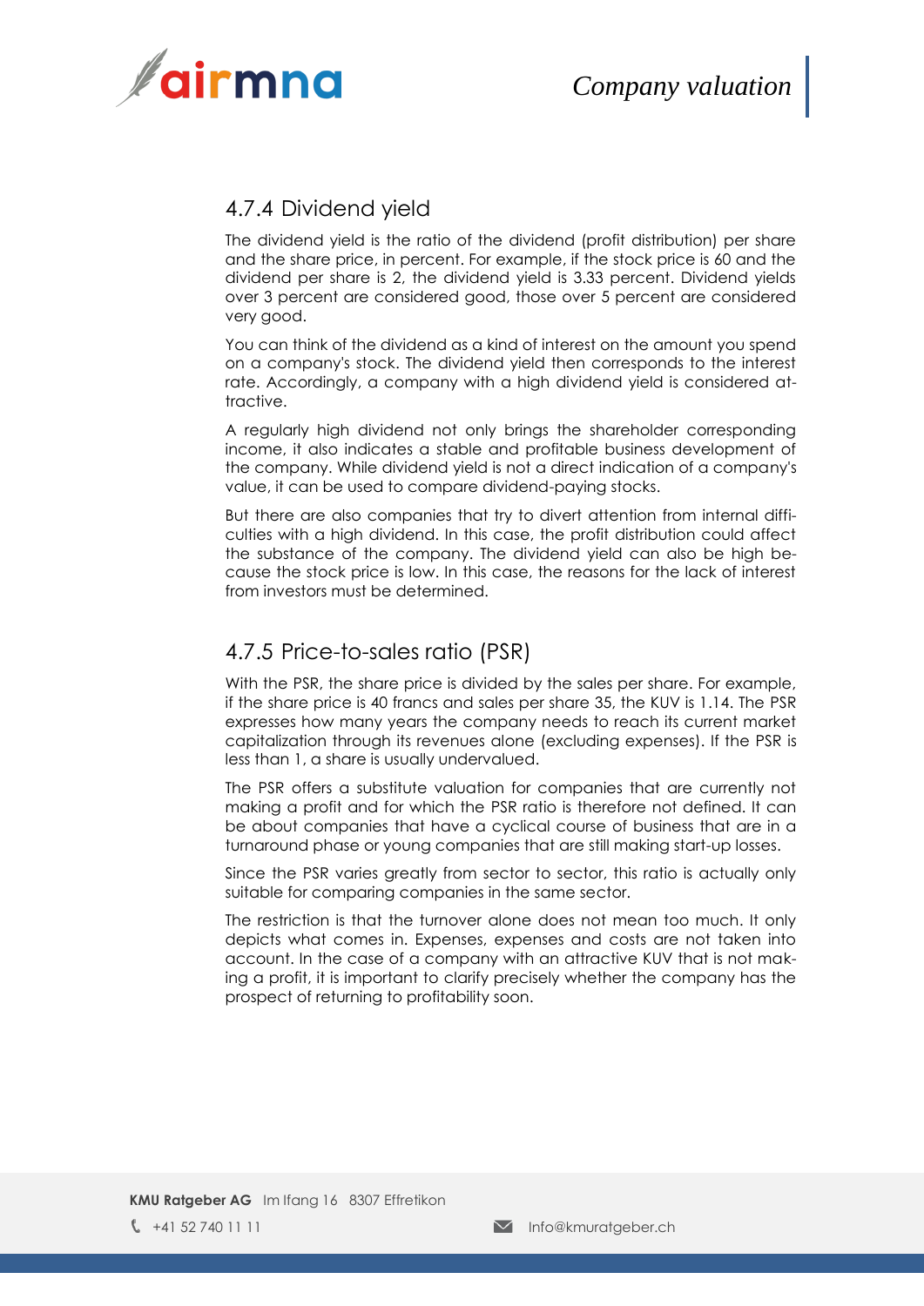### 4.7.4 Dividend yield

The dividend yield is the ratio of the dividend (profit distribution) per share and the share price, in percent. For example, if the stock price is 60 and the dividend per share is 2, the dividend yield is 3.33 percent. Dividend yields over 3 percent are considered good, those over 5 percent are considered very good.

You can think of the dividend as a kind of interest on the amount you spend on a company's stock. The dividend yield then corresponds to the interest rate. Accordingly, a company with a high dividend yield is considered attractive.

A regularly high dividend not only brings the shareholder corresponding income, it also indicates a stable and profitable business development of the company. While dividend yield is not a direct indication of a company's value, it can be used to compare dividend-paying stocks.

But there are also companies that try to divert attention from internal difficulties with a high dividend. In this case, the profit distribution could affect the substance of the company. The dividend yield can also be high because the stock price is low. In this case, the reasons for the lack of interest from investors must be determined.

### 4.7.5 Price-to-sales ratio (PSR)

With the PSR, the share price is divided by the sales per share. For example, if the share price is 40 francs and sales per share 35, the KUV is 1.14. The PSR expresses how many years the company needs to reach its current market capitalization through its revenues alone (excluding expenses). If the PSR is less than 1, a share is usually undervalued.

The PSR offers a substitute valuation for companies that are currently not making a profit and for which the PSR ratio is therefore not defined. It can be about companies that have a cyclical course of business that are in a turnaround phase or young companies that are still making start-up losses.

Since the PSR varies greatly from sector to sector, this ratio is actually only suitable for comparing companies in the same sector.

The restriction is that the turnover alone does not mean too much. It only depicts what comes in. Expenses, expenses and costs are not taken into account. In the case of a company with an attractive KUV that is not making a profit, it is important to clarify precisely whether the company has the prospect of returning to profitability soon.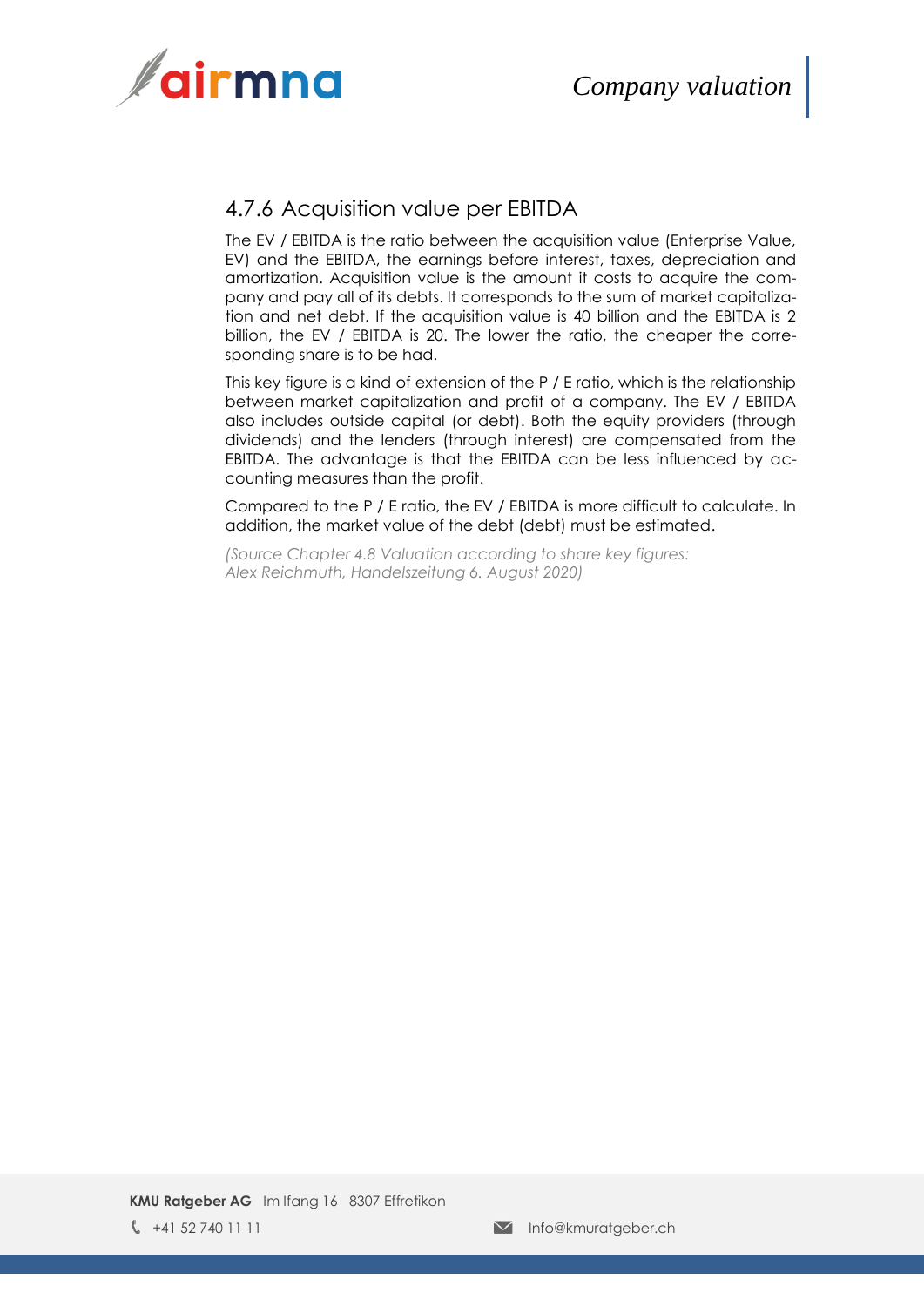### 4.7.6 Acquisition value per EBITDA

The EV / EBITDA is the ratio between the acquisition value (Enterprise Value, EV) and the EBITDA, the earnings before interest, taxes, depreciation and amortization. Acquisition value is the amount it costs to acquire the company and pay all of its debts. It corresponds to the sum of market capitalization and net debt. If the acquisition value is 40 billion and the EBITDA is 2 billion, the EV / EBITDA is 20. The lower the ratio, the cheaper the corresponding share is to be had.

This key figure is a kind of extension of the P / E ratio, which is the relationship between market capitalization and profit of a company. The EV / EBITDA also includes outside capital (or debt). Both the equity providers (through dividends) and the lenders (through interest) are compensated from the EBITDA. The advantage is that the EBITDA can be less influenced by accounting measures than the profit.

Compared to the P / E ratio, the EV / EBITDA is more difficult to calculate. In addition, the market value of the debt (debt) must be estimated.

*(Source Chapter 4.8 Valuation according to share key figures: Alex Reichmuth, Handelszeitung 6. August 2020)*